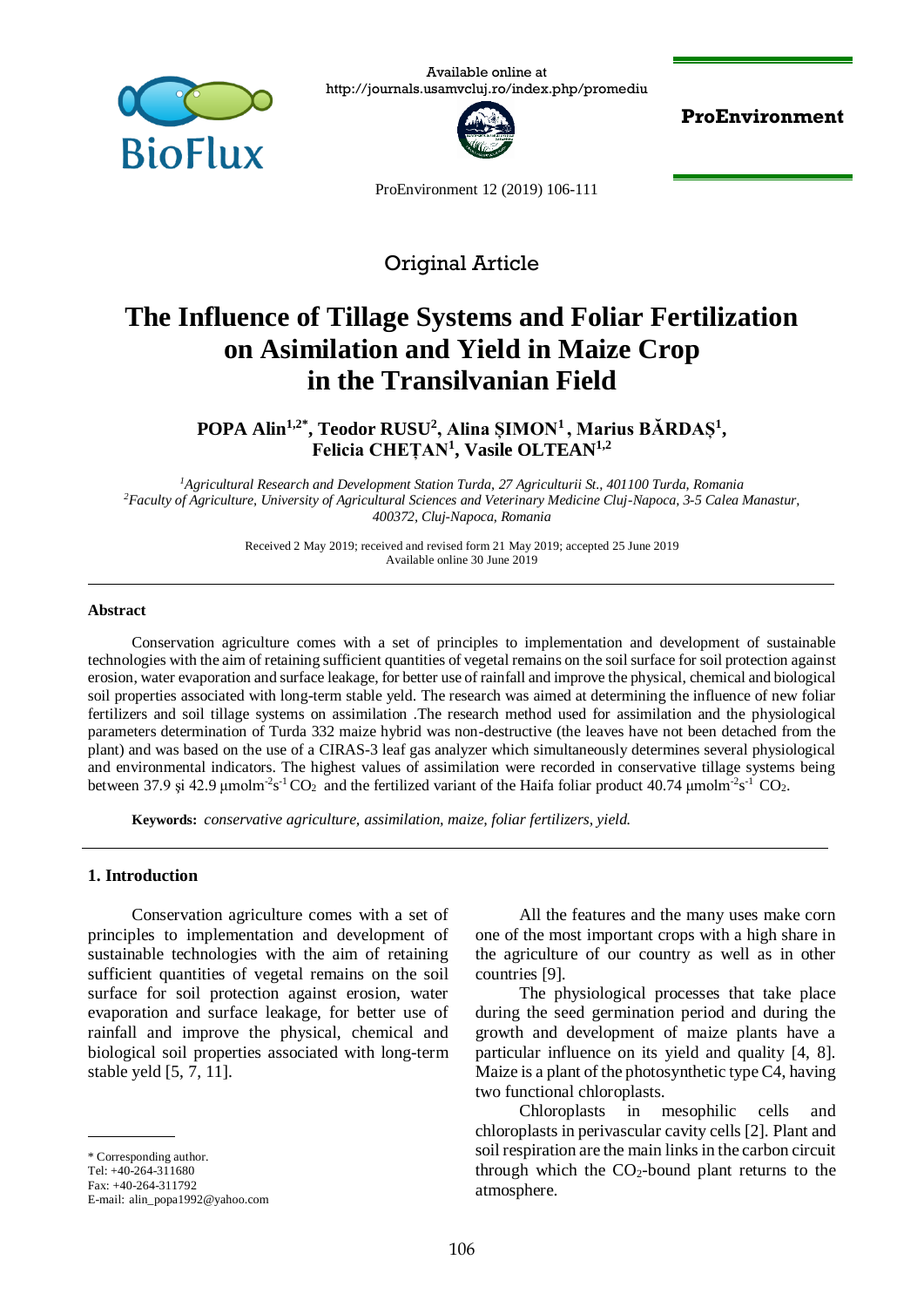Available online at
http://journals.usamvcluj.ro/index.php/promediu

**ProEnvironment**

ProEnvironment 12 (2019) 106-111

Original Article

# The Influence of Tillage Systems and Foliar Fertilization on Asimilation and Yield in Maize Crop in the Transilvanian Field

**POPA Alin[1,2*], Teodor RUSU[2], Alina ȘIMON[1], Marius BĂRDAȘ[1], Felicia CHEȚAN[1], Vasile OLTEAN[1,2]**

*[1]Agricultural Research and Development Station Turda, 27 Agriculturii St., 401100 Turda, Romania*
*[2]Faculty of Agriculture, University of Agricultural Sciences and Veterinary Medicine Cluj-Napoca, 3-5 Calea Manastur, 400372, Cluj-Napoca, Romania*

Received 2 May 2019; received and revised form 21 May 2019; accepted 25 June 2019
Available online 30 June 2019

**Abstract**

Conservation agriculture comes with a set of principles to implementation and development of sustainable technologies with the aim of retaining sufficient quantities of vegetal remains on the soil surface for soil protection against erosion, water evaporation and surface leakage, for better use of rainfall and improve the physical, chemical and biological soil properties associated with long-term stable yeld. The research was aimed at determining the influence of new foliar fertilizers and soil tillage systems on assimilation .The research method used for assimilation and the physiological parameters determination of Turda 332 maize hybrid was non-destructive (the leaves have not been detached from the plant) and was based on the use of a CIRAS-3 leaf gas analyzer which simultaneously determines several physiological and environmental indicators. The highest values of assimilation were recorded in conservative tillage systems being between 37.9 și 42.9 $\mu molm^{-2}s^{-1}$ $CO_2$ and the fertilized variant of the Haifa foliar product 40.74 $\mu molm^{-2}s^{-1}$ $CO_2$.

**Keywords:** *conservative agriculture, assimilation, maize, foliar fertilizers, yield.*

## 1. Introduction

Conservation agriculture comes with a set of principles to implementation and development of sustainable technologies with the aim of retaining sufficient quantities of vegetal remains on the soil surface for soil protection against erosion, water evaporation and surface leakage, for better use of rainfall and improve the physical, chemical and biological soil properties associated with long-term stable yeld [5, 7, 11].

All the features and the many uses make corn one of the most important crops with a high share in the agriculture of our country as well as in other countries [9].

The physiological processes that take place during the seed germination period and during the growth and development of maize plants have a particular influence on its yield and quality [4, 8]. Maize is a plant of the photosynthetic type C4, having two functional chloroplasts.

Chloroplasts in mesophilic cells and chloroplasts in perivascular cavity cells [2]. Plant and soil respiration are the main links in the carbon circuit through which the $CO_2$-bound plant returns to the atmosphere.

\* Corresponding author.
Tel: +40-264-311680
Fax: +40-264-311792
E-mail: alin_popa1992@yahoo.com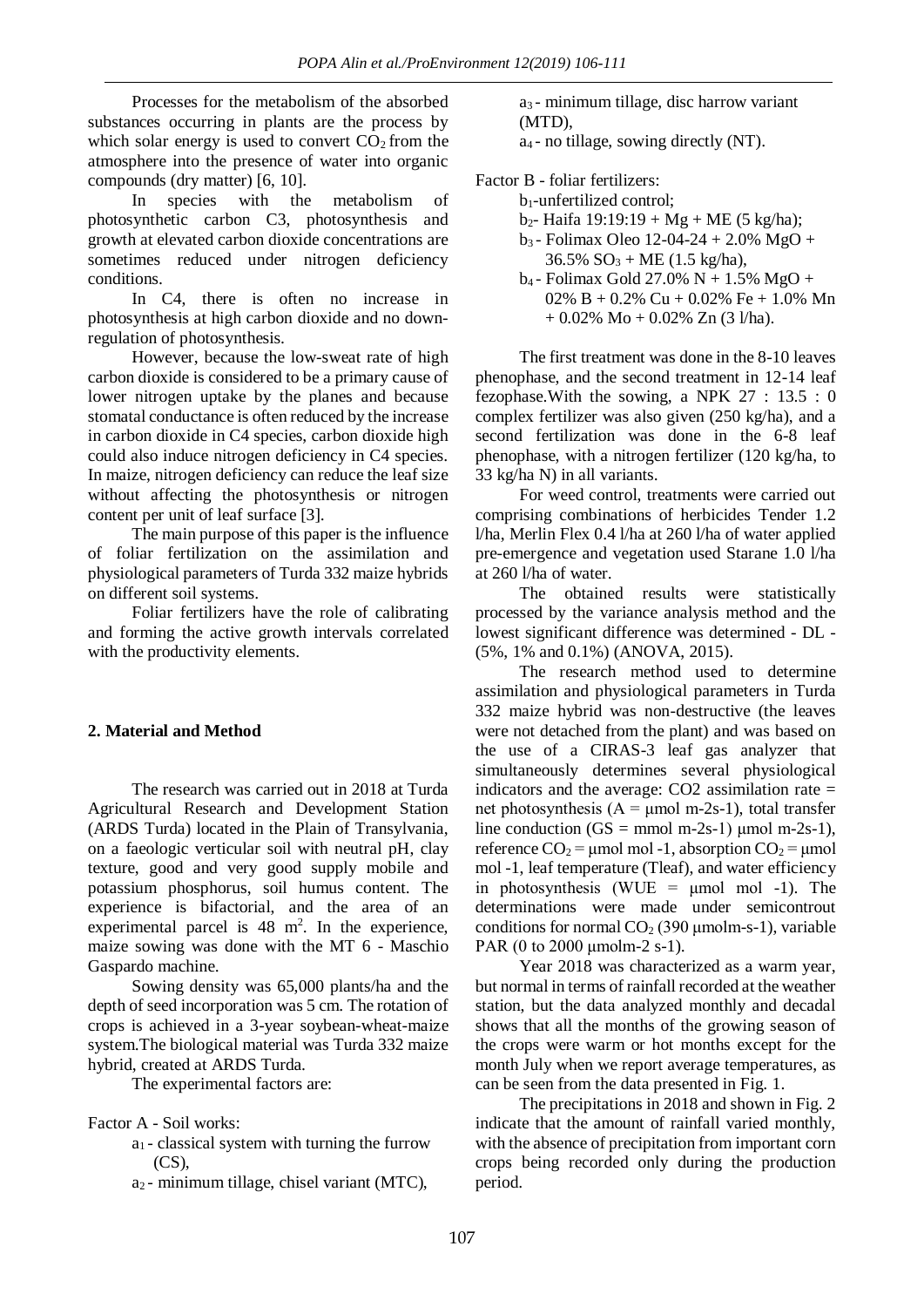Processes for the metabolism of the absorbed substances occurring in plants are the process by which solar energy is used to convert $CO_2$ from the atmosphere into the presence of water into organic compounds (dry matter) [6, 10].

In species with the metabolism of photosynthetic carbon C3, photosynthesis and growth at elevated carbon dioxide concentrations are sometimes reduced under nitrogen deficiency conditions.

In C4, there is often no increase in photosynthesis at high carbon dioxide and no down-regulation of photosynthesis.

However, because the low-sweat rate of high carbon dioxide is considered to be a primary cause of lower nitrogen uptake by the planes and because stomatal conductance is often reduced by the increase in carbon dioxide in C4 species, carbon dioxide high could also induce nitrogen deficiency in C4 species. In maize, nitrogen deficiency can reduce the leaf size without affecting the photosynthesis or nitrogen content per unit of leaf surface [3].

The main purpose of this paper is the influence of foliar fertilization on the assimilation and physiological parameters of Turda 332 maize hybrids on different soil systems.

Foliar fertilizers have the role of calibrating and forming the active growth intervals correlated with the productivity elements.

## 2. Material and Method

The research was carried out in 2018 at Turda Agricultural Research and Development Station (ARDS Turda) located in the Plain of Transylvania, on a faeologic verticular soil with neutral pH, clay texture, good and very good supply mobile and potassium phosphorus, soil humus content. The experience is bifactorial, and the area of an experimental parcel is 48 $m^2$. In the experience, maize sowing was done with the MT 6 - Maschio Gaspardo machine.

Sowing density was 65,000 plants/ha and the depth of seed incorporation was 5 cm. The rotation of crops is achieved in a 3-year soybean-wheat-maize system.The biological material was Turda 332 maize hybrid, created at ARDS Turda.

The experimental factors are:

Factor A - Soil works:

- $a_1$ - classical system with turning the furrow (CS),
- $a_2$ - minimum tillage, chisel variant (MTC),
- $a_3$ - minimum tillage, disc harrow variant (MTD),
- $a_4$ - no tillage, sowing directly (NT).

Factor B - foliar fertilizers:

- $b_1$-unfertilized control;
- $b_2$- Haifa 19:19:19 + Mg + ME (5 kg/ha);
- $b_3$ - Folimax Oleo 12-04-24 + 2.0% MgO + 36.5% $SO_3$ + ME (1.5 kg/ha),
- $b_4$ - Folimax Gold 27.0% N + 1.5% MgO + 02% B + 0.2% Cu + 0.02% Fe + 1.0% Mn + 0.02% Mo + 0.02% Zn (3 l/ha).

The first treatment was done in the 8-10 leaves phenophase, and the second treatment in 12-14 leaf fezophase.With the sowing, a NPK 27 : 13.5 : 0 complex fertilizer was also given (250 kg/ha), and a second fertilization was done in the 6-8 leaf phenophase, with a nitrogen fertilizer (120 kg/ha, to 33 kg/ha N) in all variants.

For weed control, treatments were carried out comprising combinations of herbicides Tender 1.2 l/ha, Merlin Flex 0.4 l/ha at 260 l/ha of water applied pre-emergence and vegetation used Starane 1.0 l/ha at 260 l/ha of water.

The obtained results were statistically processed by the variance analysis method and the lowest significant difference was determined - DL - (5%, 1% and 0.1%) (ANOVA, 2015).

The research method used to determine assimilation and physiological parameters in Turda 332 maize hybrid was non-destructive (the leaves were not detached from the plant) and was based on the use of a CIRAS-3 leaf gas analyzer that simultaneously determines several physiological indicators and the average: CO2 assimilation rate = net photosynthesis (A = μmol m-2s-1), total transfer line conduction (GS = mmol m-2s-1) μmol m-2s-1), reference $CO_2$ = μmol mol -1, absorption $CO_2$ = μmol mol -1, leaf temperature (Tleaf), and water efficiency in photosynthesis (WUE = μmol mol -1). The determinations were made under semicontrout conditions for normal $CO_2$ (390 μmolm-s-1), variable PAR (0 to 2000 μmolm-2 s-1).

Year 2018 was characterized as a warm year, but normal in terms of rainfall recorded at the weather station, but the data analyzed monthly and decadal shows that all the months of the growing season of the crops were warm or hot months except for the month July when we report average temperatures, as can be seen from the data presented in Fig. 1.

The precipitations in 2018 and shown in Fig. 2 indicate that the amount of rainfall varied monthly, with the absence of precipitation from important corn crops being recorded only during the production period.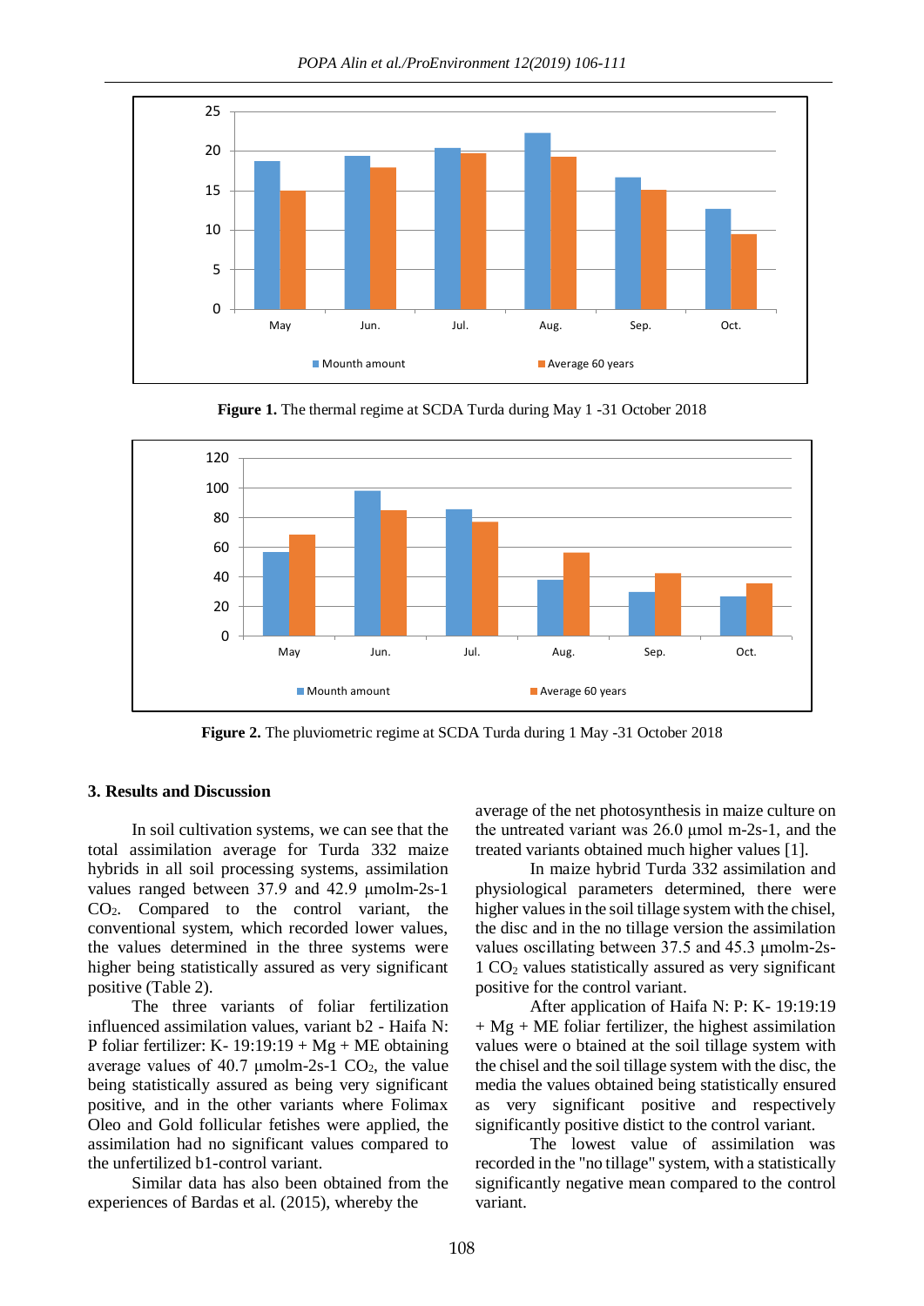Figure 1. The thermal regime at SCDA Turda during May 1 -31 October 2018

Figure 2. The pluviometric regime at SCDA Turda during 1 May -31 October 2018

## 3. Results and Discussion

In soil cultivation systems, we can see that the total assimilation average for Turda 332 maize hybrids in all soil processing systems, assimilation values ranged between 37.9 and 42.9 µmolm-2s-1 $CO_2$. Compared to the control variant, the conventional system, which recorded lower values, the values determined in the three systems were higher being statistically assured as very significant positive (Table 2).

The three variants of foliar fertilization influenced assimilation values, variant b2 - Haifa N: P foliar fertilizer: K- 19:19:19 + Mg + ME obtaining average values of 40.7 µmolm-2s-1 $CO_2$, the value being statistically assured as being very significant positive, and in the other variants where Folimax Oleo and Gold follicular fetishes were applied, the assimilation had no significant values compared to the unfertilized b1-control variant.

Similar data has also been obtained from the experiences of Bardas et al. (2015), whereby the average of the net photosynthesis in maize culture on the untreated variant was 26.0 µmol m-2s-1, and the treated variants obtained much higher values [1].

In maize hybrid Turda 332 assimilation and physiological parameters determined, there were higher values in the soil tillage system with the chisel, the disc and in the no tillage version the assimilation values oscillating between 37.5 and 45.3 µmolm-2s-1 $CO_2$ values statistically assured as very significant positive for the control variant.

After application of Haifa N: P: K- 19:19:19 + Mg + ME foliar fertilizer, the highest assimilation values were o btained at the soil tillage system with the chisel and the soil tillage system with the disc, the media the values obtained being statistically ensured as very significant positive and respectively significantly positive distict to the control variant.

The lowest value of assimilation was recorded in the "no tillage" system, with a statistically significantly negative mean compared to the control variant.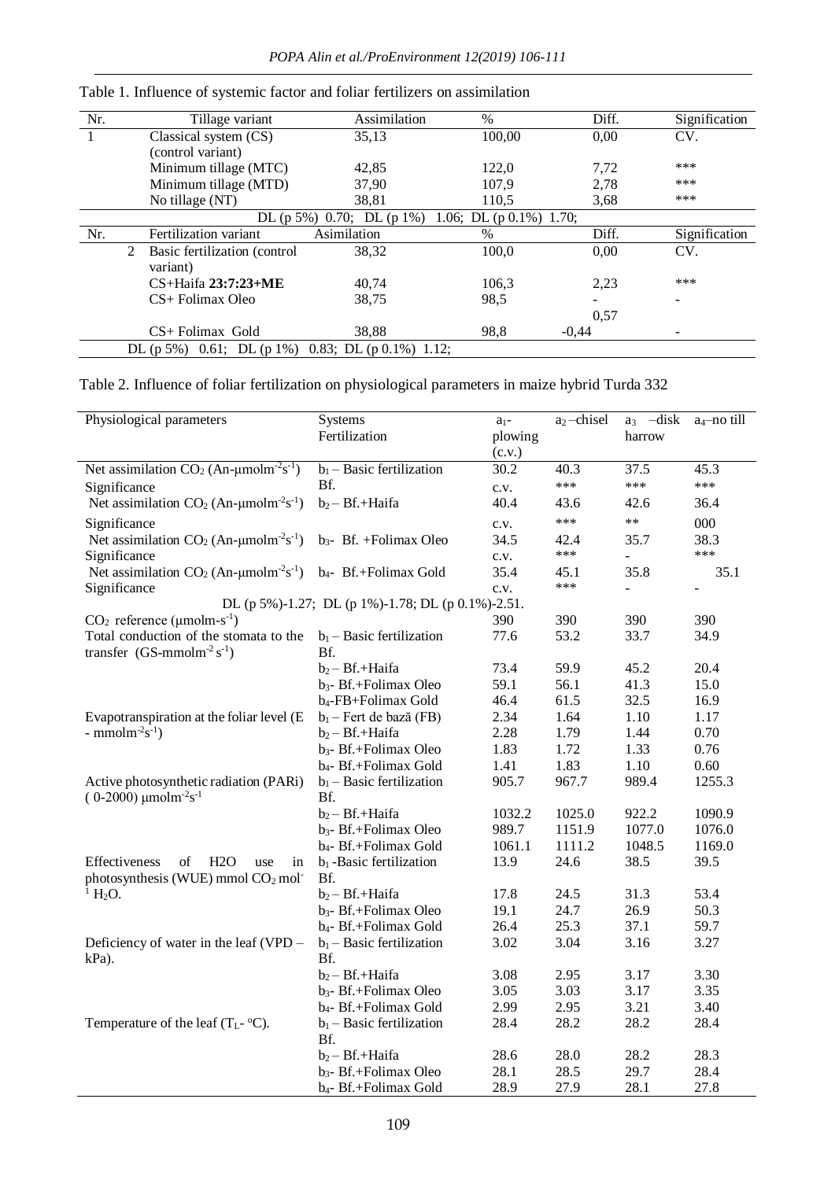Table 1. Influence of systemic factor and foliar fertilizers on assimilation

| Nr. | Tillage variant | Assimilation | % | Diff. | Signification |
|---|---|---|---|---|---|
| 1 | Classical system (CS) (control variant) | 35,13 | 100,00 | 0,00 | CV. |
| | Minimum tillage (MTC) | 42,85 | 122,0 | 7,72 | *** |
| | Minimum tillage (MTD) | 37,90 | 107,9 | 2,78 | *** |
| | No tillage (NT) | 38,81 | 110,5 | 3,68 | *** |
| | DL (p 5%) 0.70; DL (p 1%) 1.06; DL (p 0.1%) 1.70; | | | | |
| Nr. | Fertilization variant | Asimilation | % | Diff. | Signification |
| 2 | Basic fertilization (control variant) | 38,32 | 100,0 | 0,00 | CV. |
| | CS+Haifa **23:7:23+ME** | 40,74 | 106,3 | 2,23 | *** |
| | CS+ Folimax Oleo | 38,75 | 98,5 | -0,57 | - |
| | CS+ Folimax Gold | 38,88 | 98,8 | -0,44 | - |
| | DL (p 5%) 0.61; DL (p 1%) 0.83; DL (p 0.1%) 1.12; | | | | |

Table 2. Influence of foliar fertilization on physiological parameters in maize hybrid Turda 332

| Physiological parameters | Systems Fertilization | $a_1$- plowing (c.v.) | $a_2$ –chisel | $a_3$ –disk harrow | $a_4$–no till |
|---|---|---|---|---|---|
| Net assimilation $CO_2$ (An-μmolm$^{-2}$s$^{-1}$) | $b_1$ – Basic fertilization Bf. | 30.2 | 40.3 | 37.5 | 45.3 |
| Significance | | c.v. | *** | *** | *** |
| Net assimilation $CO_2$ (An-μmolm$^{-2}$s$^{-1}$) | $b_2$ – Bf.+Haifa | 40.4 | 43.6 | 42.6 | 36.4 |
| Significance | | c.v. | *** | ** | 000 |
| Net assimilation $CO_2$ (An-μmolm$^{-2}$s$^{-1}$) | $b_3$- Bf. +Folimax Oleo | 34.5 | 42.4 | 35.7 | 38.3 |
| Significance | | c.v. | *** | - | *** |
| Net assimilation $CO_2$ (An-μmolm$^{-2}$s$^{-1}$) | $b_4$- Bf.+Folimax Gold | 35.4 | 45.1 | 35.8 | 35.1 |
| Significance | | c.v. | *** | - | - |
| | DL (p 5%)-1.27; DL (p 1%)-1.78; DL (p 0.1%)-2.51. | | | | |
| $CO_2$ reference (μmolm-s$^{-1}$) | | 390 | 390 | 390 | 390 |
| Total conduction of the stomata to the transfer (GS-mmolm$^{-2}$ s$^{-1}$) | $b_1$ – Basic fertilization Bf. | 77.6 | 53.2 | 33.7 | 34.9 |
| | $b_2$ – Bf.+Haifa | 73.4 | 59.9 | 45.2 | 20.4 |
| | $b_3$- Bf.+Folimax Oleo | 59.1 | 56.1 | 41.3 | 15.0 |
| | $b_4$-FB+Folimax Gold | 46.4 | 61.5 | 32.5 | 16.9 |
| Evapotranspiration at the foliar level (E - mmolm$^{-2}$s$^{-1}$) | $b_1$ – Fert de bază (FB) | 2.34 | 1.64 | 1.10 | 1.17 |
| | $b_2$ – Bf.+Haifa | 2.28 | 1.79 | 1.44 | 0.70 |
| | $b_3$- Bf.+Folimax Oleo | 1.83 | 1.72 | 1.33 | 0.76 |
| | $b_4$- Bf.+Folimax Gold | 1.41 | 1.83 | 1.10 | 0.60 |
| Active photosynthetic radiation (PARi) (0-2000) μmolm$^{-2}$s$^{-1}$ | $b_1$ – Basic fertilization Bf. | 905.7 | 967.7 | 989.4 | 1255.3 |
| | $b_2$ – Bf.+Haifa | 1032.2 | 1025.0 | 922.2 | 1090.9 |
| | $b_3$- Bf.+Folimax Oleo | 989.7 | 1151.9 | 1077.0 | 1076.0 |
| | $b_4$- Bf.+Folimax Gold | 1061.1 | 1111.2 | 1048.5 | 1169.0 |
| Effectiveness of $H_2O$ use in photosynthesis (WUE) mmol $CO_2$ mol$^{-1}$ $H_2O$. | $b_1$ -Basic fertilization Bf. | 13.9 | 24.6 | 38.5 | 39.5 |
| | $b_2$ – Bf.+Haifa | 17.8 | 24.5 | 31.3 | 53.4 |
| | $b_3$- Bf.+Folimax Oleo | 19.1 | 24.7 | 26.9 | 50.3 |
| | $b_4$- Bf.+Folimax Gold | 26.4 | 25.3 | 37.1 | 59.7 |
| Deficiency of water in the leaf (VPD – kPa). | $b_1$ – Basic fertilization Bf. | 3.02 | 3.04 | 3.16 | 3.27 |
| | $b_2$ – Bf.+Haifa | 3.08 | 2.95 | 3.17 | 3.30 |
| | $b_3$- Bf.+Folimax Oleo | 3.05 | 3.03 | 3.17 | 3.35 |
| | $b_4$- Bf.+Folimax Gold | 2.99 | 2.95 | 3.21 | 3.40 |
| Temperature of the leaf ($T_L$- $^oC$). | $b_1$ – Basic fertilization Bf. | 28.4 | 28.2 | 28.2 | 28.4 |
| | $b_2$ – Bf.+Haifa | 28.6 | 28.0 | 28.2 | 28.3 |
| | $b_3$- Bf.+Folimax Oleo | 28.1 | 28.5 | 29.7 | 28.4 |
| | $b_4$- Bf.+Folimax Gold | 28.9 | 27.9 | 28.1 | 27.8 |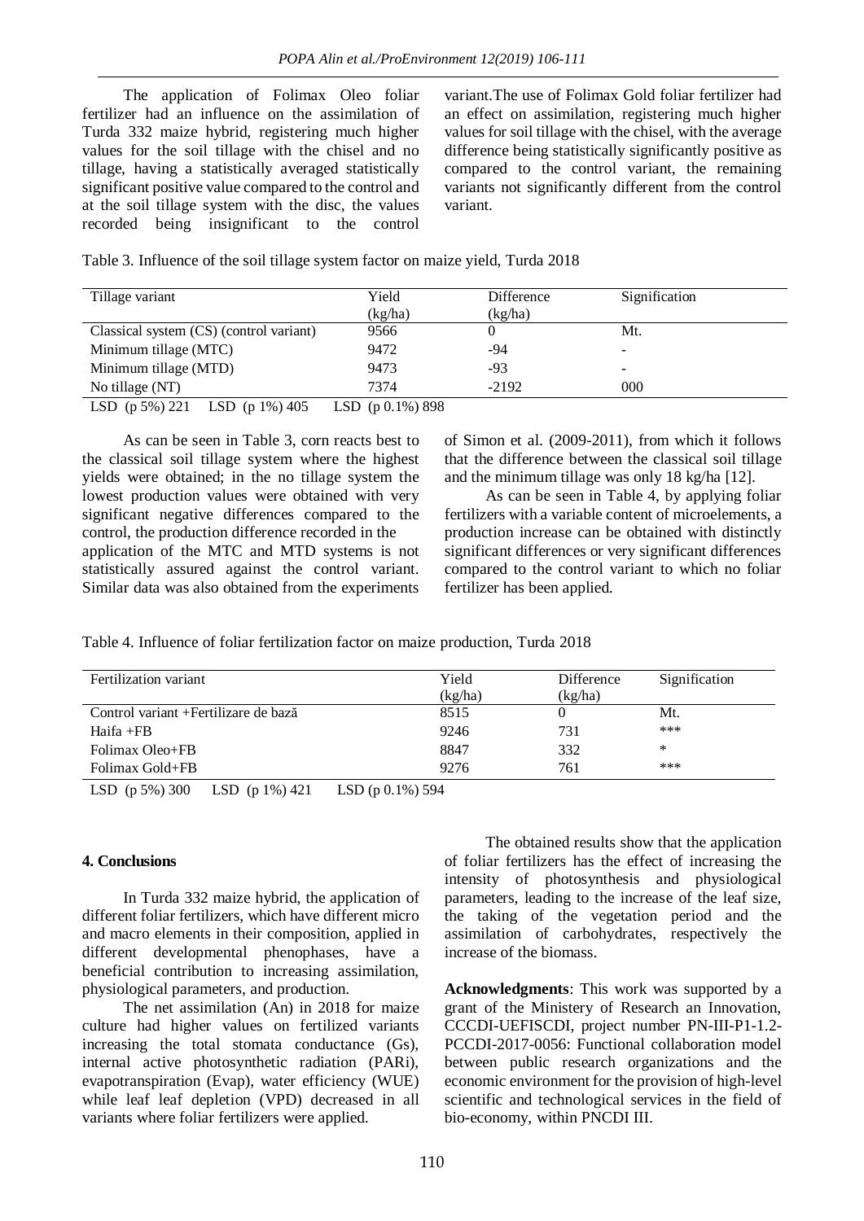The application of Folimax Oleo foliar fertilizer had an influence on the assimilation of Turda 332 maize hybrid, registering much higher values for the soil tillage with the chisel and no tillage, having a statistically averaged statistically significant positive value compared to the control and at the soil tillage system with the disc, the values recorded being insignificant to the control variant.The use of Folimax Gold foliar fertilizer had an effect on assimilation, registering much higher values for soil tillage with the chisel, with the average difference being statistically significantly positive as compared to the control variant, the remaining variants not significantly different from the control variant.

Table 3. Influence of the soil tillage system factor on maize yield, Turda 2018

| Tillage variant | Yield (kg/ha) | Difference (kg/ha) | Signification |
|---|---|---|---|
| Classical system (CS) (control variant) | 9566 | 0 | Mt. |
| Minimum tillage (MTC) | 9472 | -94 | - |
| Minimum tillage (MTD) | 9473 | -93 | - |
| No tillage (NT) | 7374 | -2192 | 000 |

LSD (p 5%) 221 LSD (p 1%) 405 LSD (p 0.1%) 898

As can be seen in Table 3, corn reacts best to the classical soil tillage system where the highest yields were obtained; in the no tillage system the lowest production values were obtained with very significant negative differences compared to the control, the production difference recorded in the application of the MTC and MTD systems is not statistically assured against the control variant. Similar data was also obtained from the experiments of Simon et al. (2009-2011), from which it follows that the difference between the classical soil tillage and the minimum tillage was only 18 kg/ha [12].

As can be seen in Table 4, by applying foliar fertilizers with a variable content of microelements, a production increase can be obtained with distinctly significant differences or very significant differences compared to the control variant to which no foliar fertilizer has been applied.

Table 4. Influence of foliar fertilization factor on maize production, Turda 2018

| Fertilization variant | Yield (kg/ha) | Difference (kg/ha) | Signification |
|---|---|---|---|
| Control variant +Fertilizare de bază | 8515 | 0 | Mt. |
| Haifa +FB | 9246 | 731 | *** |
| Folimax Oleo+FB | 8847 | 332 | * |
| Folimax Gold+FB | 9276 | 761 | *** |

LSD (p 5%) 300 LSD (p 1%) 421 LSD (p 0.1%) 594

## 4. Conclusions

In Turda 332 maize hybrid, the application of different foliar fertilizers, which have different micro and macro elements in their composition, applied in different developmental phenophases, have a beneficial contribution to increasing assimilation, physiological parameters, and production.

The net assimilation (An) in 2018 for maize culture had higher values on fertilized variants increasing the total stomata conductance (Gs), internal active photosynthetic radiation (PARi), evapotranspiration (Evap), water efficiency (WUE) while leaf leaf depletion (VPD) decreased in all variants where foliar fertilizers were applied.

The obtained results show that the application of foliar fertilizers has the effect of increasing the intensity of photosynthesis and physiological parameters, leading to the increase of the leaf size, the taking of the vegetation period and the assimilation of carbohydrates, respectively the increase of the biomass.

**Acknowledgments**: This work was supported by a grant of the Ministery of Research an Innovation, CCCDI-UEFISCDI, project number PN-III-P1-1.2-PCCDI-2017-0056: Functional collaboration model between public research organizations and the economic environment for the provision of high-level scientific and technological services in the field of bio-economy, within PNCDI III.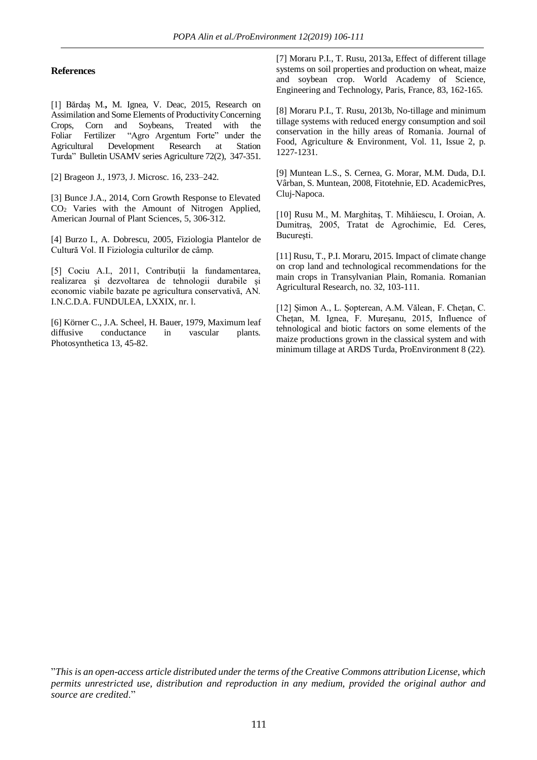## References

[1] Bărdaş M., M. Ignea, V. Deac, 2015, Research on Assimilation and Some Elements of Productivity Concerning Crops, Corn and Soybeans, Treated with the Foliar Fertilizer "Agro Argentum Forte" under the Agricultural Development Research at Station Turda" Bulletin USAMV series Agriculture 72(2), 347-351.

[2] Brageon J., 1973, J. Microsc. 16, 233–242.

[3] Bunce J.A., 2014, Corn Growth Response to Elevated $CO_2$ Varies with the Amount of Nitrogen Applied, American Journal of Plant Sciences, 5, 306-312.

[4] Burzo I., A. Dobrescu, 2005, Fiziologia Plantelor de Cultură Vol. II Fiziologia culturilor de câmp.

[5] Cociu A.I., 2011, Contribuţii la fundamentarea, realizarea şi dezvoltarea de tehnologii durabile şi economic viabile bazate pe agricultura conservativă, AN. I.N.C.D.A. FUNDULEA, LXXIX, nr. l.

[6] Körner C., J.A. Scheel, H. Bauer, 1979, Maximum leaf diffusive conductance in vascular plants. Photosynthetica 13, 45-82.

[7] Moraru P.I., T. Rusu, 2013a, Effect of different tillage systems on soil properties and production on wheat, maize and soybean crop. World Academy of Science, Engineering and Technology, Paris, France, 83, 162-165.

[8] Moraru P.I., T. Rusu, 2013b, No-tillage and minimum tillage systems with reduced energy consumption and soil conservation in the hilly areas of Romania. Journal of Food, Agriculture & Environment, Vol. 11, Issue 2, p. 1227-1231.

[9] Muntean L.S., S. Cernea, G. Morar, M.M. Duda, D.I. Vârban, S. Muntean, 2008, Fitotehnie, ED. AcademicPres, Cluj-Napoca.

[10] Rusu M., M. Marghitaş, T. Mihăiescu, I. Oroian, A. Dumitraş, 2005, Tratat de Agrochimie, Ed. Ceres, Bucureşti.

[11] Rusu, T., P.I. Moraru, 2015. Impact of climate change on crop land and technological recommendations for the main crops in Transylvanian Plain, Romania. Romanian Agricultural Research, no. 32, 103-111.

[12] Șimon A., L. Șopterean, A.M. Vălean, F. Chețan, C. Chețan, M. Ignea, F. Mureșanu, 2015, Influence of tehnological and biotic factors on some elements of the maize productions grown in the classical system and with minimum tillage at ARDS Turda, ProEnvironment 8 (22).

"*This is an open-access article distributed under the terms of the Creative Commons attribution License, which permits unrestricted use, distribution and reproduction in any medium, provided the original author and source are credited*."